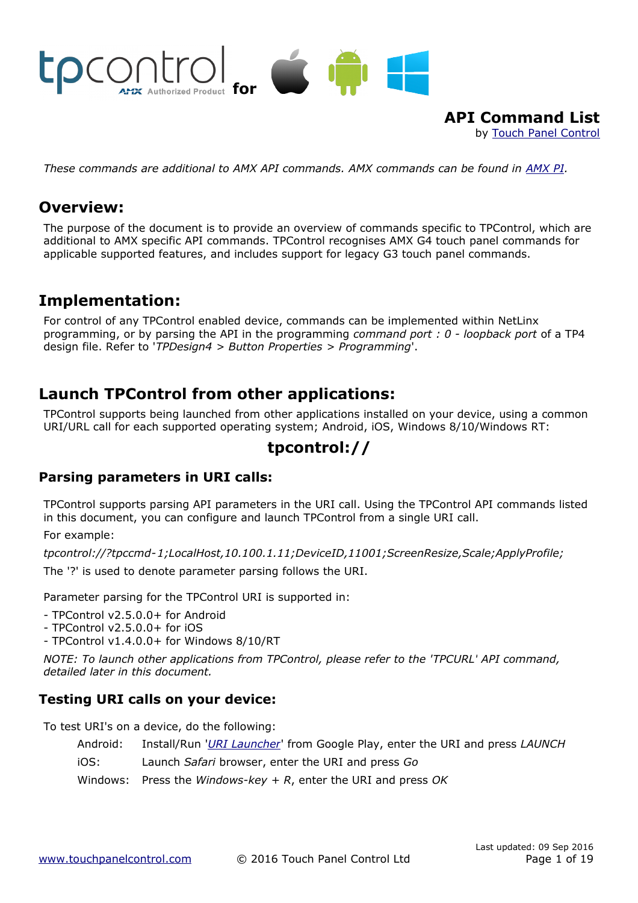tpcontrol AMX Authorized Product for

# API Command List

by Touch Panel Control

*These commands are additional to AMX API commands. AMX commands can be found in AMX PI.*

## Overview:

The purpose of the document is to provide an overview of commands specific to TPControl, which are additional to AMX specific API commands. TPControl recognises AMX G4 touch panel commands for applicable supported features, and includes support for legacy G3 touch panel commands.

## Implementation:

For control of any TPControl enabled device, commands can be implemented within NetLinx programming, or by parsing the API in the programming *command port : 0 - loopback port* of a TP4 design file. Refer to '*TPDesign4 > Button Properties > Programming*'.

## Launch TPControl from other applications:

TPControl supports being launched from other applications installed on your device, using a common URI/URL call for each supported operating system; Android, iOS, Windows 8/10/Windows RT:

**tpcontrol://**

### Parsing parameters in URI calls:

TPControl supports parsing API parameters in the URI call. Using the TPControl API commands listed in this document, you can configure and launch TPControl from a single URI call.

For example:

*tpcontrol://?tpccmd-1;LocalHost,10.100.1.11;DeviceID,11001;ScreenResize,Scale;ApplyProfile;*

The '?' is used to denote parameter parsing follows the URI.

Parameter parsing for the TPControl URI is supported in:

- TPControl v2.5.0.0+ for Android
- TPControl v2.5.0.0+ for iOS
- TPControl v1.4.0.0+ for Windows 8/10/RT

*NOTE: To launch other applications from TPControl, please refer to the 'TPCURL' API command, detailed later in this document.*

### Testing URI calls on your device:

To test URI's on a device, do the following:

| | |
|---|---|
| Android: | Install/Run '*URI Launcher*' from Google Play, enter the URI and press *LAUNCH* |
| iOS: | Launch *Safari* browser, enter the URI and press *Go* |
| Windows: | Press the *Windows-key + R*, enter the URI and press *OK* |

Last updated: 09 Sep 2016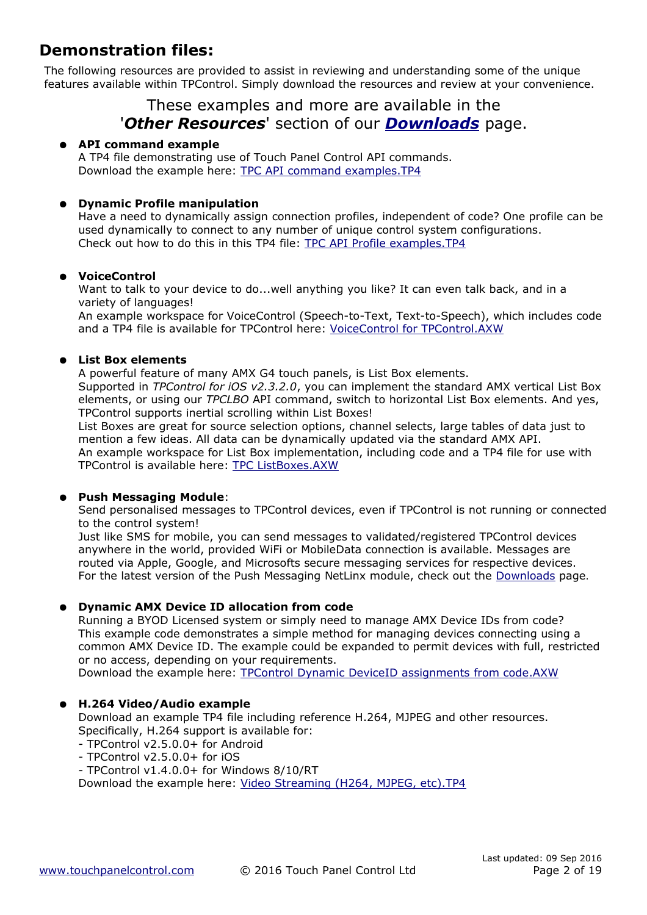# Demonstration files:

The following resources are provided to assist in reviewing and understanding some of the unique features available within TPControl. Simply download the resources and review at your convenience.

These examples and more are available in the '***Other Resources***' section of our ***Downloads*** page.

- **API command example**
  A TP4 file demonstrating use of Touch Panel Control API commands.
  Download the example here: TPC API command examples.TP4

- **Dynamic Profile manipulation**
  Have a need to dynamically assign connection profiles, independent of code? One profile can be used dynamically to connect to any number of unique control system configurations.
  Check out how to do this in this TP4 file: TPC API Profile examples.TP4

- **VoiceControl**
  Want to talk to your device to do...well anything you like? It can even talk back, and in a variety of languages!
  An example workspace for VoiceControl (Speech-to-Text, Text-to-Speech), which includes code and a TP4 file is available for TPControl here: VoiceControl for TPControl.AXW

- **List Box elements**
  A powerful feature of many AMX G4 touch panels, is List Box elements.
  Supported in *TPControl for iOS v2.3.2.0*, you can implement the standard AMX vertical List Box elements, or using our *TPCLBO* API command, switch to horizontal List Box elements. And yes, TPControl supports inertial scrolling within List Boxes!
  List Boxes are great for source selection options, channel selects, large tables of data just to mention a few ideas. All data can be dynamically updated via the standard AMX API.
  An example workspace for List Box implementation, including code and a TP4 file for use with TPControl is available here: TPC ListBoxes.AXW

- **Push Messaging Module**:
  Send personalised messages to TPControl devices, even if TPControl is not running or connected to the control system!
  Just like SMS for mobile, you can send messages to validated/registered TPControl devices anywhere in the world, provided WiFi or MobileData connection is available. Messages are routed via Apple, Google, and Microsofts secure messaging services for respective devices.
  For the latest version of the Push Messaging NetLinx module, check out the Downloads page.

- **Dynamic AMX Device ID allocation from code**
  Running a BYOD Licensed system or simply need to manage AMX Device IDs from code?
  This example code demonstrates a simple method for managing devices connecting using a common AMX Device ID. The example could be expanded to permit devices with full, restricted or no access, depending on your requirements.
  Download the example here: TPControl Dynamic DeviceID assignments from code.AXW

- **H.264 Video/Audio example**
  Download an example TP4 file including reference H.264, MJPEG and other resources.
  Specifically, H.264 support is available for:
  - TPControl v2.5.0.0+ for Android
  - TPControl v2.5.0.0+ for iOS
  - TPControl v1.4.0.0+ for Windows 8/10/RT
  
  Download the example here: Video Streaming (H264, MJPEG, etc).TP4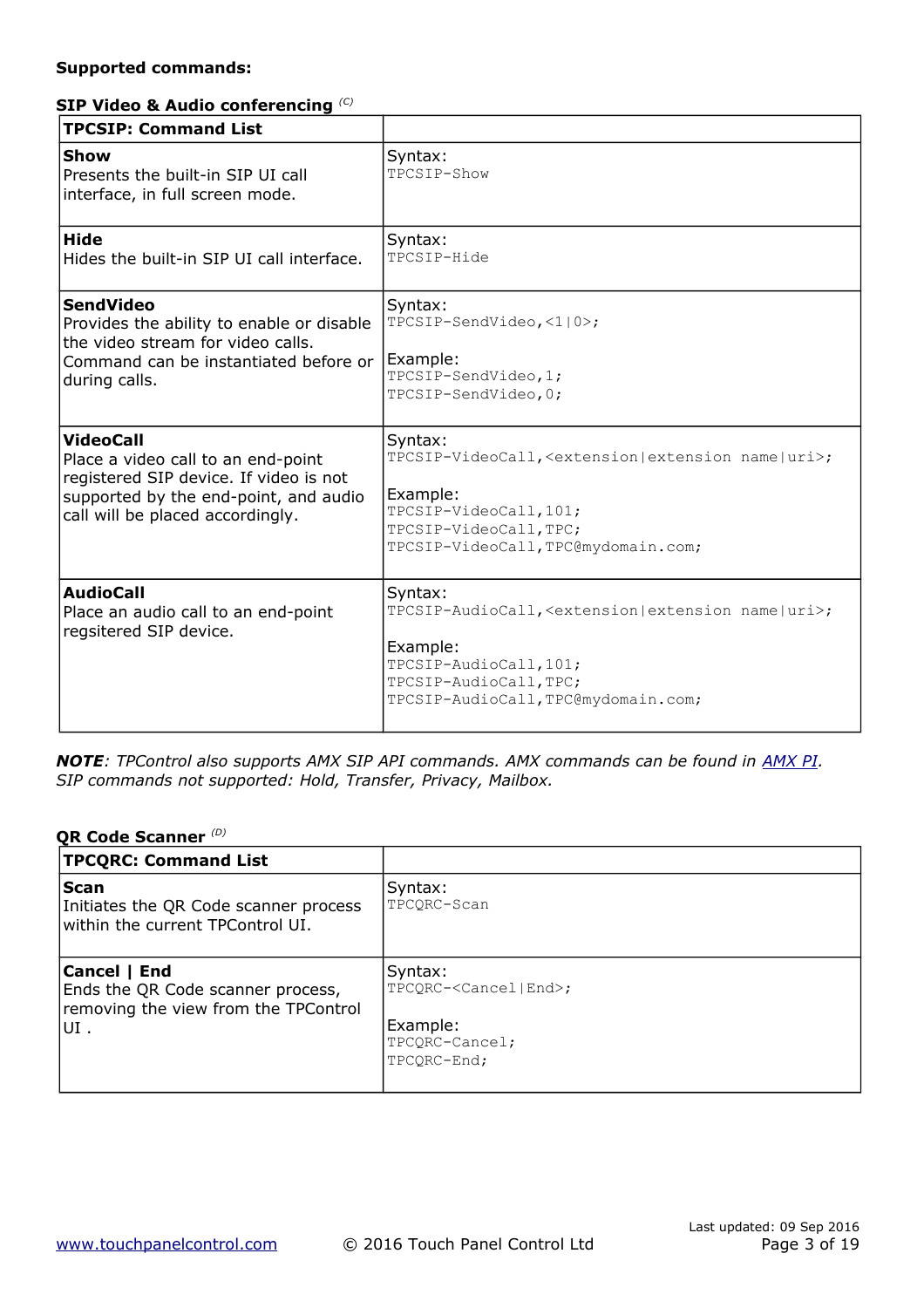**Supported commands:**

**SIP Video & Audio conferencing** *(C)*

| **TPCSIP: Command List** | |
|---|---|
| **Show**<br>Presents the built-in SIP UI call interface, in full screen mode. | Syntax:<br>`TPCSIP-Show` |
| **Hide**<br>Hides the built-in SIP UI call interface. | Syntax:<br>`TPCSIP-Hide` |
| **SendVideo**<br>Provides the ability to enable or disable the video stream for video calls.<br>Command can be instantiated before or during calls. | Syntax:<br>`TPCSIP-SendVideo,<1|0>;`<br><br>Example:<br>`TPCSIP-SendVideo,1;`<br>`TPCSIP-SendVideo,0;` |
| **VideoCall**<br>Place a video call to an end-point registered SIP device. If video is not supported by the end-point, and audio call will be placed accordingly. | Syntax:<br>`TPCSIP-VideoCall,<extension|extension name|uri>;`<br><br>Example:<br>`TPCSIP-VideoCall,101;`<br>`TPCSIP-VideoCall,TPC;`<br>`TPCSIP-VideoCall,TPC@mydomain.com;` |
| **AudioCall**<br>Place an audio call to an end-point regsitered SIP device. | Syntax:<br>`TPCSIP-AudioCall,<extension|extension name|uri>;`<br><br>Example:<br>`TPCSIP-AudioCall,101;`<br>`TPCSIP-AudioCall,TPC;`<br>`TPCSIP-AudioCall,TPC@mydomain.com;` |

***NOTE****: TPControl also supports AMX SIP API commands. AMX commands can be found in [AMX PI](). SIP commands not supported: Hold, Transfer, Privacy, Mailbox.*

**QR Code Scanner** *(D)*

| **TPCQRC: Command List** | |
|---|---|
| **Scan**<br>Initiates the QR Code scanner process within the current TPControl UI. | Syntax:<br>`TPCQRC-Scan` |
| **Cancel \| End**<br>Ends the QR Code scanner process, removing the view from the TPControl UI . | Syntax:<br>`TPCQRC-<Cancel|End>;`<br><br>Example:<br>`TPCQRC-Cancel;`<br>`TPCQRC-End;` |

Last updated: 09 Sep 2016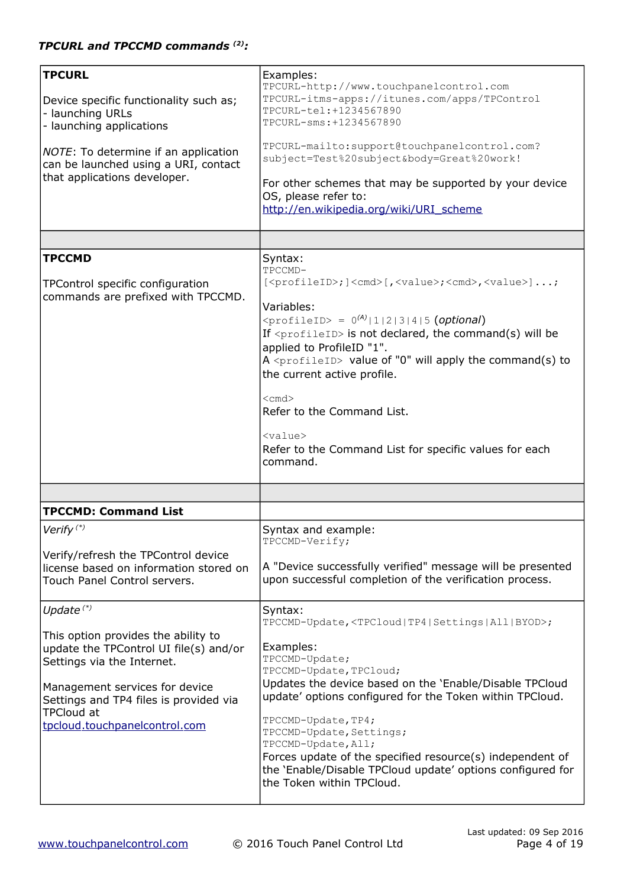### *TPCURL and TPCCMD commands [2]:*

| | |
|---|---|
| **TPCURL**<br><br>Device specific functionality such as;<br>- launching URLs<br>- launching applications<br><br>*NOTE*: To determine if an application can be launched using a URI, contact that applications developer. | Examples:<br>`TPCURL-http://www.touchpanelcontrol.com`<br>`TPCURL-itms-apps://itunes.com/apps/TPControl`<br>`TPCURL-tel:+1234567890`<br>`TPCURL-sms:+1234567890`<br><br>`TPCURL-mailto:support@touchpanelcontrol.com?subject=Test%20subject&body=Great%20work!`<br><br>For other schemes that may be supported by your device OS, please refer to:<br>http://en.wikipedia.org/wiki/URI_scheme |
| | |
| **TPCCMD**<br><br>TPControl specific configuration commands are prefixed with TPCCMD. | Syntax:<br>`TPCCMD-[<profileID>;]<cmd>[,<value>;<cmd>,<value>]...;`<br><br>Variables:<br>`<profileID> = 0`[A]`\|1\|2\|3\|4\|5` (*optional*)<br>If `<profileID>` is not declared, the command(s) will be applied to ProfileID "1".<br>A `<profileID>` value of "0" will apply the command(s) to the current active profile.<br><br>`<cmd>`<br>Refer to the Command List.<br><br>`<value>`<br>Refer to the Command List for specific values for each command. |
| | |
| **TPCCMD: Command List** | |
| *Verify* [*]<br><br>Verify/refresh the TPControl device license based on information stored on Touch Panel Control servers. | Syntax and example:<br>`TPCCMD-Verify;`<br><br>A "Device successfully verified" message will be presented upon successful completion of the verification process. |
| *Update* [*]<br><br>This option provides the ability to update the TPControl UI file(s) and/or Settings via the Internet.<br><br>Management services for device Settings and TP4 files is provided via TPCloud at tpcloud.touchpanelcontrol.com | Syntax:<br>`TPCCMD-Update,<TPCloud\|TP4\|Settings\|All\|BYOD>;`<br><br>Examples:<br>`TPCCMD-Update;`<br>`TPCCMD-Update,TPCloud;`<br>Updates the device based on the 'Enable/Disable TPCloud update' options configured for the Token within TPCloud.<br><br>`TPCCMD-Update,TP4;`<br>`TPCCMD-Update,Settings;`<br>`TPCCMD-Update,All;`<br>Forces update of the specified resource(s) independent of the 'Enable/Disable TPCloud update' options configured for the Token within TPCloud. |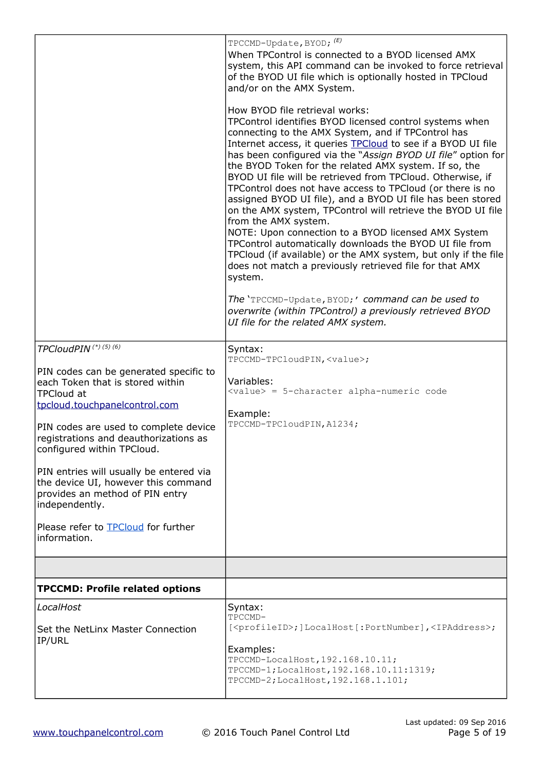| | |
|---|---|
| | `TPCCMD-Update,BYOD;` [E]<br>When TPControl is connected to a BYOD licensed AMX system, this API command can be invoked to force retrieval of the BYOD UI file which is optionally hosted in TPCloud and/or on the AMX System.<br><br>How BYOD file retrieval works:<br>TPControl identifies BYOD licensed control systems when connecting to the AMX System, and if TPControl has Internet access, it queries TPCloud to see if a BYOD UI file has been configured via the "*Assign BYOD UI file*" option for the BYOD Token for the related AMX system. If so, the BYOD UI file will be retrieved from TPCloud. Otherwise, if TPControl does not have access to TPCloud (or there is no assigned BYOD UI file), and a BYOD UI file has been stored on the AMX system, TPControl will retrieve the BYOD UI file from the AMX system.<br>NOTE: Upon connection to a BYOD licensed AMX System TPControl automatically downloads the BYOD UI file from TPCloud (if available) or the AMX system, but only if the file does not match a previously retrieved file for that AMX system.<br><br>*The '`TPCCMD-Update,BYOD;`' command can be used to overwrite (within TPControl) a previously retrieved BYOD UI file for the related AMX system.* |
| *TPCloudPIN* [*] [5] [6]<br><br>PIN codes can be generated specific to each Token that is stored within TPCloud at tpcloud.touchpanelcontrol.com<br><br>PIN codes are used to complete device registrations and deauthorizations as configured within TPCloud.<br><br>PIN entries will usually be entered via the device UI, however this command provides an method of PIN entry independently.<br><br>Please refer to TPCloud for further information. | Syntax:<br>`TPCCMD-TPCloudPIN,<value>;`<br><br>Variables:<br>`<value> = 5-character alpha-numeric code`<br><br>Example:<br>`TPCCMD-TPCloudPIN,A1234;` |
| | |
| **TPCCMD: Profile related options** | |
| *LocalHost*<br><br>Set the NetLinx Master Connection IP/URL | Syntax:<br>`TPCCMD-[<profileID>;]LocalHost[:PortNumber],<IPAddress>;`<br><br>Examples:<br>`TPCCMD-LocalHost,192.168.10.11;`<br>`TPCCMD-1;LocalHost,192.168.10.11:1319;`<br>`TPCCMD-2;LocalHost,192.168.1.101;` |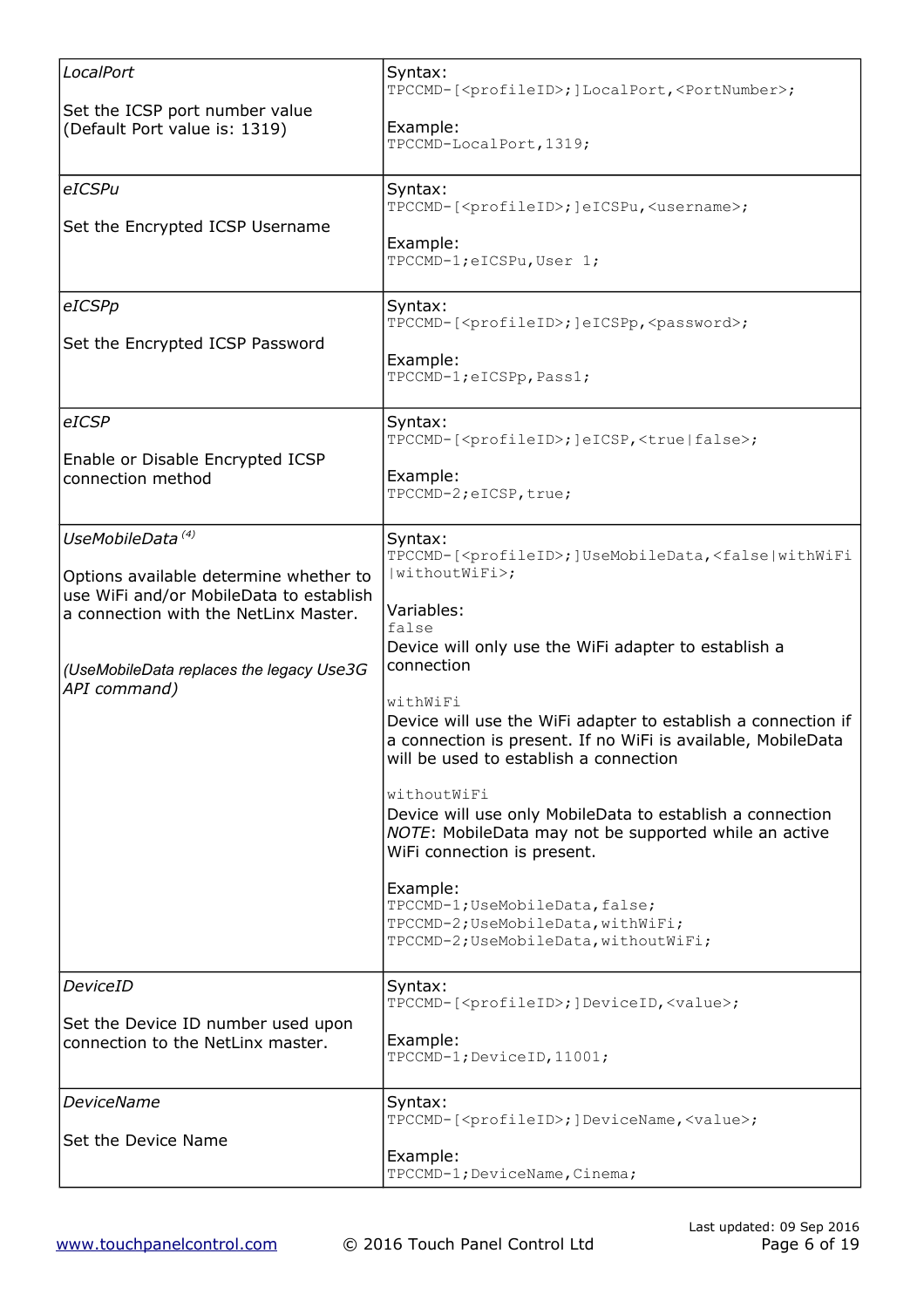| | |
|---|---|
| *LocalPort*<br><br>Set the ICSP port number value (Default Port value is: 1319) | Syntax:<br>`TPCCMD-[<profileID>;]LocalPort,<PortNumber>;`<br><br>Example:<br>`TPCCMD-LocalPort,1319;` |
| *eICSPu*<br><br>Set the Encrypted ICSP Username | Syntax:<br>`TPCCMD-[<profileID>;]eICSPu,<username>;`<br><br>Example:<br>`TPCCMD-1;eICSPu,User 1;` |
| *eICSPp*<br><br>Set the Encrypted ICSP Password | Syntax:<br>`TPCCMD-[<profileID>;]eICSPp,<password>;`<br><br>Example:<br>`TPCCMD-1;eICSPp,Pass1;` |
| *eICSP*<br><br>Enable or Disable Encrypted ICSP connection method | Syntax:<br>`TPCCMD-[<profileID>;]eICSP,<true\|false>;`<br><br>Example:<br>`TPCCMD-2;eICSP,true;` |
| *UseMobileData* (4)<br><br>Options available determine whether to use WiFi and/or MobileData to establish a connection with the NetLinx Master.<br><br>*(UseMobileData replaces the legacy Use3G API command)* | Syntax:<br>`TPCCMD-[<profileID>;]UseMobileData,<false\|withWiFi\|withoutWiFi>;`<br><br>Variables:<br>`false`<br>Device will only use the WiFi adapter to establish a connection<br><br>`withWiFi`<br>Device will use the WiFi adapter to establish a connection if a connection is present. If no WiFi is available, MobileData will be used to establish a connection<br><br>`withoutWiFi`<br>Device will use only MobileData to establish a connection<br>*NOTE*: MobileData may not be supported while an active WiFi connection is present.<br><br>Example:<br>`TPCCMD-1;UseMobileData,false;`<br>`TPCCMD-2;UseMobileData,withWiFi;`<br>`TPCCMD-2;UseMobileData,withoutWiFi;` |
| *DeviceID*<br><br>Set the Device ID number used upon connection to the NetLinx master. | Syntax:<br>`TPCCMD-[<profileID>;]DeviceID,<value>;`<br><br>Example:<br>`TPCCMD-1;DeviceID,11001;` |
| *DeviceName*<br><br>Set the Device Name | Syntax:<br>`TPCCMD-[<profileID>;]DeviceName,<value>;`<br><br>Example:<br>`TPCCMD-1;DeviceName,Cinema;` |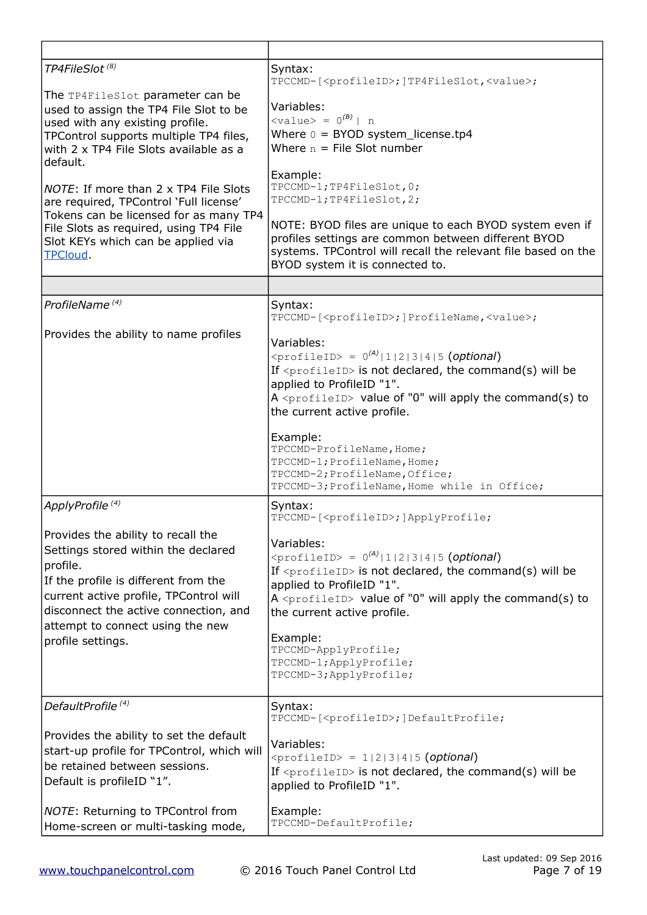| | |
|---|---|
| *TP4FileSlot* [8]<br><br>The `TP4FileSlot` parameter can be used to assign the TP4 File Slot to be used with any existing profile. TPControl supports multiple TP4 files, with 2 x TP4 File Slots available as a default.<br><br>*NOTE*: If more than 2 x TP4 File Slots are required, TPControl 'Full license' Tokens can be licensed for as many TP4 File Slots as required, using TP4 File Slot KEYs which can be applied via TPCloud. | Syntax:<br>`TPCCMD-[<profileID>;]TP4FileSlot,<value>;`<br><br>Variables:<br>`<value> = 0`[B] `\| n`<br>Where `0` = BYOD system_license.tp4<br>Where `n` = File Slot number<br><br>Example:<br>`TPCCMD-1;TP4FileSlot,0;`<br>`TPCCMD-1;TP4FileSlot,2;`<br><br>NOTE: BYOD files are unique to each BYOD system even if profiles settings are common between different BYOD systems. TPControl will recall the relevant file based on the BYOD system it is connected to. |
| | |
| *ProfileName* [4]<br><br>Provides the ability to name profiles | Syntax:<br>`TPCCMD-[<profileID>;]ProfileName,<value>;`<br><br>Variables:<br>`<profileID> = 0`[A]`\|1\|2\|3\|4\|5` (*optional*)<br>If `<profileID>` is not declared, the command(s) will be applied to ProfileID "1".<br>A `<profileID>` value of "0" will apply the command(s) to the current active profile.<br><br>Example:<br>`TPCCMD-ProfileName,Home;`<br>`TPCCMD-1;ProfileName,Home;`<br>`TPCCMD-2;ProfileName,Office;`<br>`TPCCMD-3;ProfileName,Home while in Office;` |
| *ApplyProfile* [4]<br><br>Provides the ability to recall the Settings stored within the declared profile.<br>If the profile is different from the current active profile, TPControl will disconnect the active connection, and attempt to connect using the new profile settings. | Syntax:<br>`TPCCMD-[<profileID>;]ApplyProfile;`<br><br>Variables:<br>`<profileID> = 0`[A]`\|1\|2\|3\|4\|5` (*optional*)<br>If `<profileID>` is not declared, the command(s) will be applied to ProfileID "1".<br>A `<profileID>` value of "0" will apply the command(s) to the current active profile.<br><br>Example:<br>`TPCCMD-ApplyProfile;`<br>`TPCCMD-1;ApplyProfile;`<br>`TPCCMD-3;ApplyProfile;` |
| *DefaultProfile* [4]<br><br>Provides the ability to set the default start-up profile for TPControl, which will be retained between sessions.<br>Default is profileID "1".<br><br>*NOTE*: Returning to TPControl from Home-screen or multi-tasking mode, | Syntax:<br>`TPCCMD-[<profileID>;]DefaultProfile;`<br><br>Variables:<br>`<profileID> = 1\|2\|3\|4\|5` (*optional*)<br>If `<profileID>` is not declared, the command(s) will be applied to ProfileID "1".<br><br>Example:<br>`TPCCMD-DefaultProfile;` |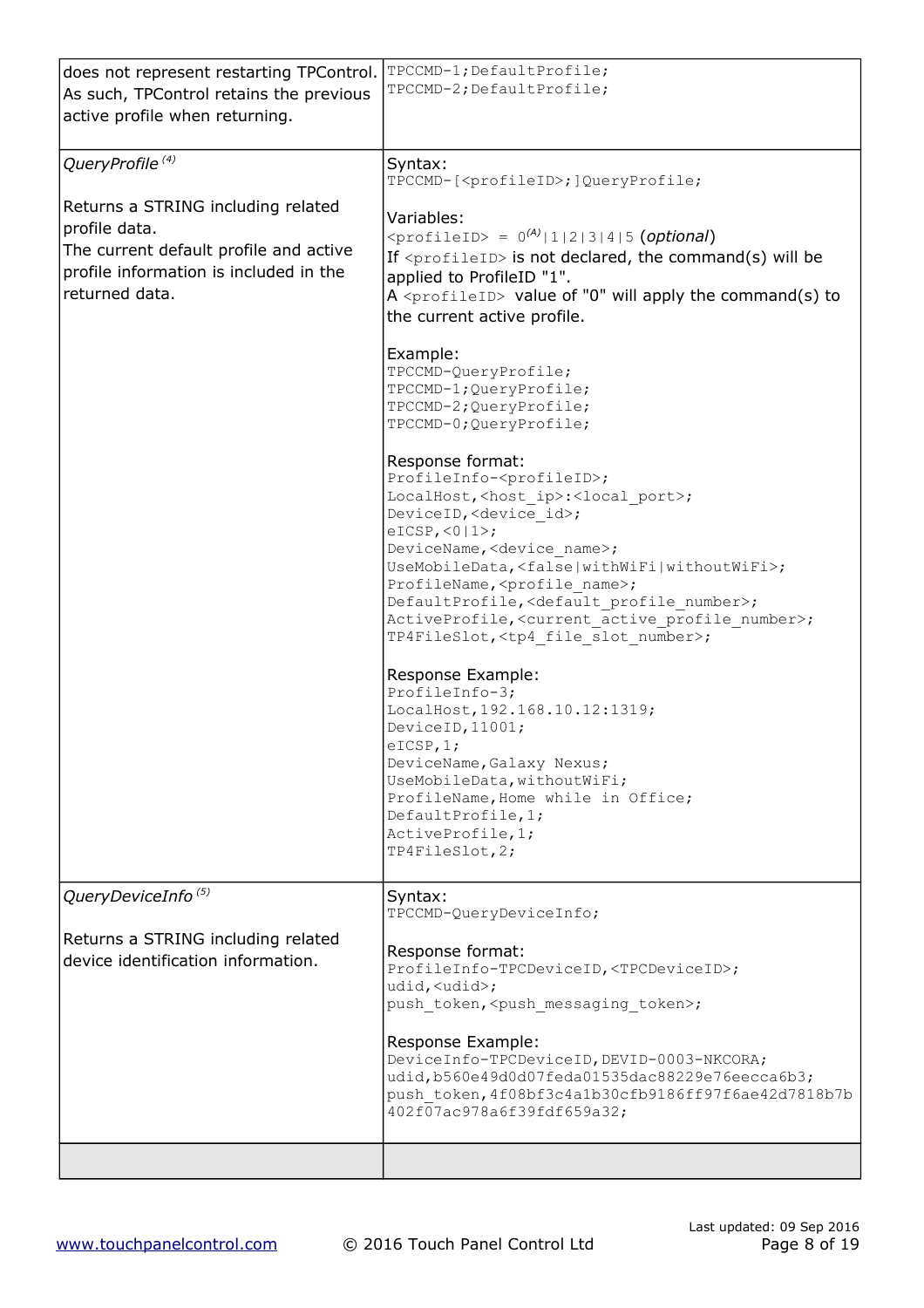| | |
|---|---|
| does not represent restarting TPControl. As such, TPControl retains the previous active profile when returning. | `TPCCMD-1;DefaultProfile;`<br>`TPCCMD-2;DefaultProfile;` |
| *QueryProfile* [(4)]<br><br>Returns a STRING including related profile data.<br>The current default profile and active profile information is included in the returned data. | Syntax:<br>`TPCCMD-[<profileID>;]QueryProfile;`<br><br>Variables:<br>`<profileID>` = `0`[(A)]`\|1\|2\|3\|4\|5` (*optional*)<br>If `<profileID>` is not declared, the command(s) will be applied to ProfileID "1".<br>A `<profileID>` value of "0" will apply the command(s) to the current active profile.<br><br>Example:<br>`TPCCMD-QueryProfile;`<br>`TPCCMD-1;QueryProfile;`<br>`TPCCMD-2;QueryProfile;`<br>`TPCCMD-0;QueryProfile;`<br><br>Response format:<br>`ProfileInfo-<profileID>;`<br>`LocalHost,<host_ip>:<local_port>;`<br>`DeviceID,<device_id>;`<br>`eICSP,<0\|1>;`<br>`DeviceName,<device_name>;`<br>`UseMobileData,<false\|withWiFi\|withoutWiFi>;`<br>`ProfileName,<profile_name>;`<br>`DefaultProfile,<default_profile_number>;`<br>`ActiveProfile,<current_active_profile_number>;`<br>`TP4FileSlot,<tp4_file_slot_number>;`<br><br>Response Example:<br>`ProfileInfo-3;`<br>`LocalHost,192.168.10.12:1319;`<br>`DeviceID,11001;`<br>`eICSP,1;`<br>`DeviceName,Galaxy Nexus;`<br>`UseMobileData,withoutWiFi;`<br>`ProfileName,Home while in Office;`<br>`DefaultProfile,1;`<br>`ActiveProfile,1;`<br>`TP4FileSlot,2;` |
| *QueryDeviceInfo* [(5)]<br><br>Returns a STRING including related device identification information. | Syntax:<br>`TPCCMD-QueryDeviceInfo;`<br><br>Response format:<br>`ProfileInfo-TPCDeviceID,<TPCDeviceID>;`<br>`udid,<udid>;`<br>`push_token,<push_messaging_token>;`<br><br>Response Example:<br>`DeviceInfo-TPCDeviceID,DEVID-0003-NKCORA;`<br>`udid,b560e49d0d07feda01535dac88229e76eecca6b3;`<br>`push_token,4f08bf3c4a1b30cfb9186ff97f6ae42d7818b7b402f07ac978a6f39fdf659a32;` |
| | |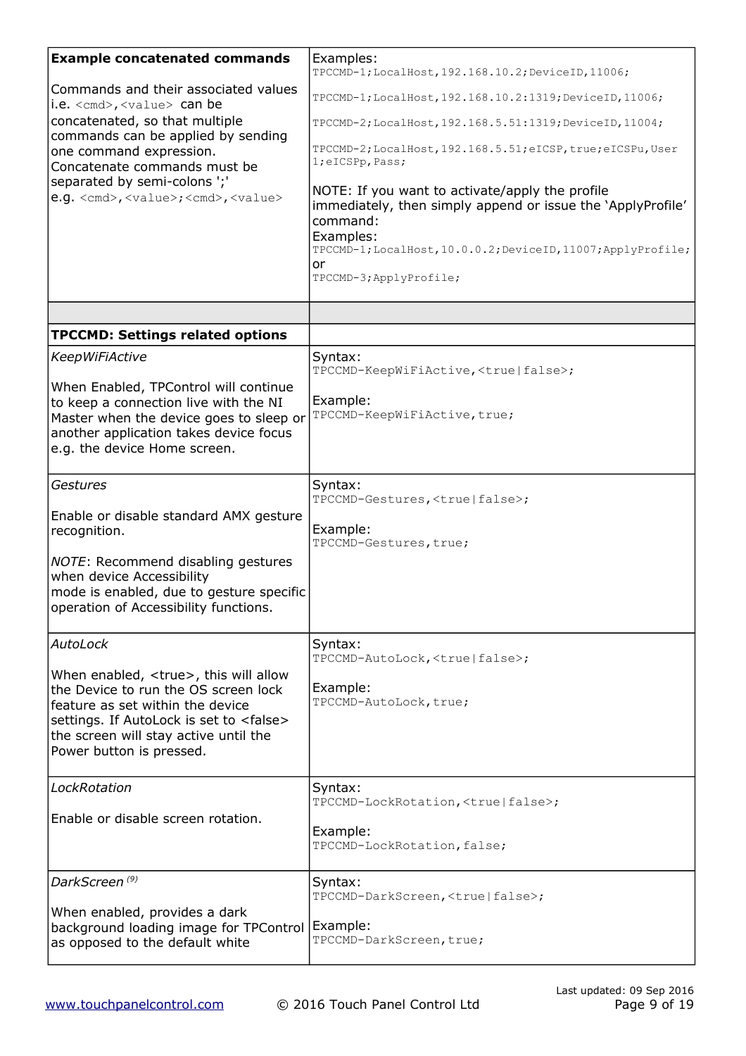| **Example concatenated commands**<br><br>Commands and their associated values i.e. `<cmd>,<value>` can be concatenated, so that multiple commands can be applied by sending one command expression.<br>Concatenate commands must be separated by semi-colons ';'<br>e.g. `<cmd>,<value>;<cmd>,<value>` | Examples:<br>`TPCCMD-1;LocalHost,192.168.10.2;DeviceID,11006;`<br><br>`TPCCMD-1;LocalHost,192.168.10.2:1319;DeviceID,11006;`<br><br>`TPCCMD-2;LocalHost,192.168.5.51:1319;DeviceID,11004;`<br><br>`TPCCMD-2;LocalHost,192.168.5.51;eICSP,true;eICSPu,User 1;eICSPp,Pass;`<br><br>NOTE: If you want to activate/apply the profile immediately, then simply append or issue the 'ApplyProfile' command:<br>Examples:<br>`TPCCMD-1;LocalHost,10.0.0.2;DeviceID,11007;ApplyProfile;`<br>or<br>`TPCCMD-3;ApplyProfile;` |
|---|---|
| | |
| **TPCCMD: Settings related options** | |
| *KeepWiFiActive*<br><br>When Enabled, TPControl will continue to keep a connection live with the NI Master when the device goes to sleep or another application takes device focus e.g. the device Home screen. | Syntax:<br>`TPCCMD-KeepWiFiActive,<true\|false>;`<br><br>Example:<br>`TPCCMD-KeepWiFiActive,true;` |
| *Gestures*<br><br>Enable or disable standard AMX gesture recognition.<br><br>*NOTE*: Recommend disabling gestures when device Accessibility mode is enabled, due to gesture specific operation of Accessibility functions. | Syntax:<br>`TPCCMD-Gestures,<true\|false>;`<br><br>Example:<br>`TPCCMD-Gestures,true;` |
| *AutoLock*<br><br>When enabled, <true>, this will allow the Device to run the OS screen lock feature as set within the device settings. If AutoLock is set to <false> the screen will stay active until the Power button is pressed. | Syntax:<br>`TPCCMD-AutoLock,<true\|false>;`<br><br>Example:<br>`TPCCMD-AutoLock,true;` |
| *LockRotation*<br><br>Enable or disable screen rotation. | Syntax:<br>`TPCCMD-LockRotation,<true\|false>;`<br><br>Example:<br>`TPCCMD-LockRotation,false;` |
| *DarkScreen* [9]<br><br>When enabled, provides a dark background loading image for TPControl as opposed to the default white | Syntax:<br>`TPCCMD-DarkScreen,<true\|false>;`<br><br>Example:<br>`TPCCMD-DarkScreen,true;` |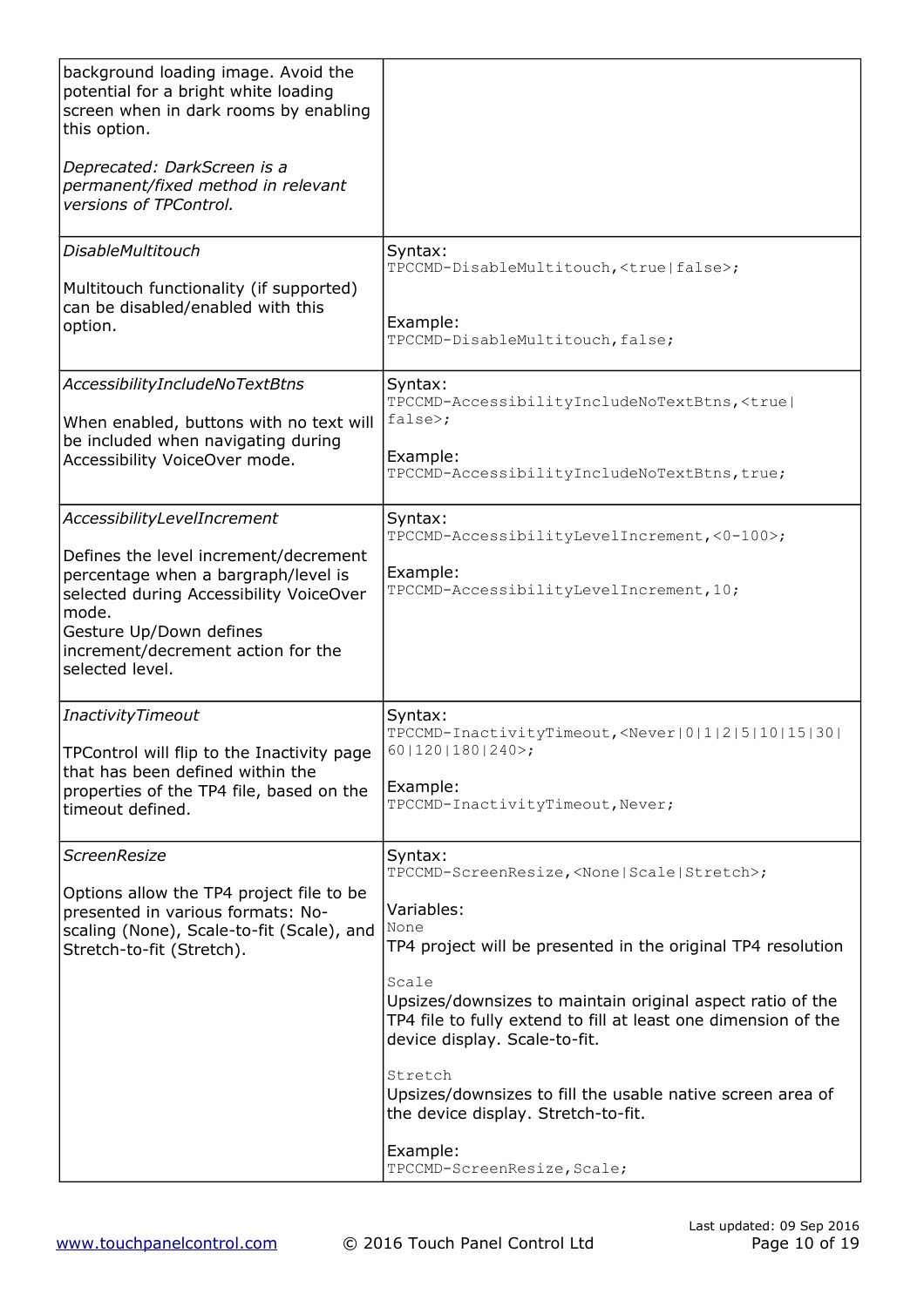| | |
|---|---|
| background loading image. Avoid the potential for a bright white loading screen when in dark rooms by enabling this option.<br><br>*Deprecated: DarkScreen is a permanent/fixed method in relevant versions of TPControl.* | |
| *DisableMultitouch*<br><br>Multitouch functionality (if supported) can be disabled/enabled with this option. | Syntax:<br>`TPCCMD-DisableMultitouch,<true|false>;`<br><br>Example:<br>`TPCCMD-DisableMultitouch,false;` |
| *AccessibilityIncludeNoTextBtns*<br><br>When enabled, buttons with no text will be included when navigating during Accessibility VoiceOver mode. | Syntax:<br>`TPCCMD-AccessibilityIncludeNoTextBtns,<true|false>;`<br><br>Example:<br>`TPCCMD-AccessibilityIncludeNoTextBtns,true;` |
| *AccessibilityLevelIncrement*<br><br>Defines the level increment/decrement percentage when a bargraph/level is selected during Accessibility VoiceOver mode.<br>Gesture Up/Down defines increment/decrement action for the selected level. | Syntax:<br>`TPCCMD-AccessibilityLevelIncrement,<0-100>;`<br><br>Example:<br>`TPCCMD-AccessibilityLevelIncrement,10;` |
| *InactivityTimeout*<br><br>TPControl will flip to the Inactivity page that has been defined within the properties of the TP4 file, based on the timeout defined. | Syntax:<br>`TPCCMD-InactivityTimeout,<Never|0|1|2|5|10|15|30|60|120|180|240>;`<br><br>Example:<br>`TPCCMD-InactivityTimeout,Never;` |
| *ScreenResize*<br><br>Options allow the TP4 project file to be presented in various formats: No-scaling (None), Scale-to-fit (Scale), and Stretch-to-fit (Stretch). | Syntax:<br>`TPCCMD-ScreenResize,<None|Scale|Stretch>;`<br><br>Variables:<br>`None`<br>TP4 project will be presented in the original TP4 resolution<br><br>`Scale`<br>Upsizes/downsizes to maintain original aspect ratio of the TP4 file to fully extend to fill at least one dimension of the device display. Scale-to-fit.<br><br>`Stretch`<br>Upsizes/downsizes to fill the usable native screen area of the device display. Stretch-to-fit.<br><br>Example:<br>`TPCCMD-ScreenResize,Scale;` |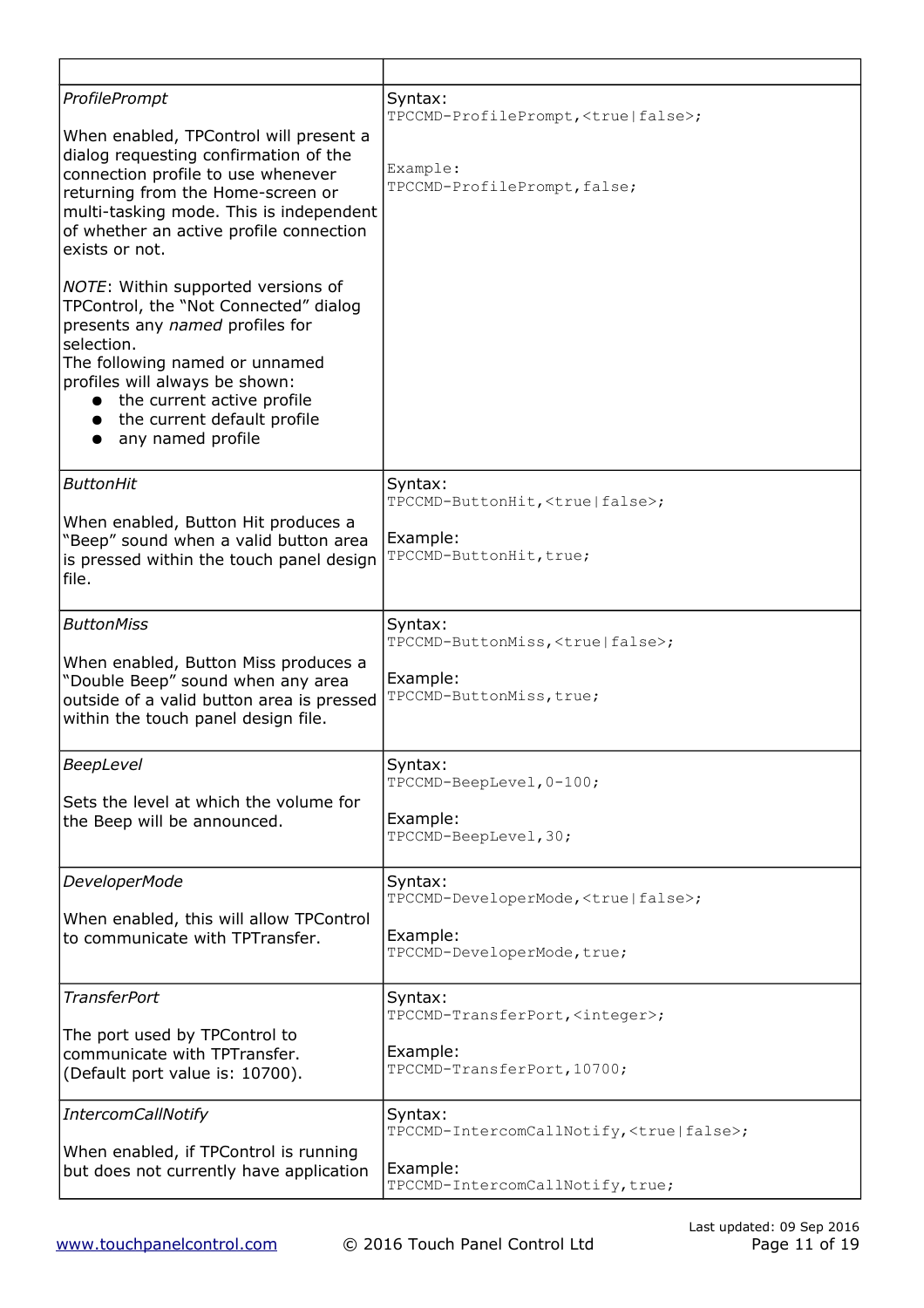| | |
|---|---|
| *ProfilePrompt*<br><br>When enabled, TPControl will present a dialog requesting confirmation of the connection profile to use whenever returning from the Home-screen or multi-tasking mode. This is independent of whether an active profile connection exists or not.<br><br>*NOTE*: Within supported versions of TPControl, the "Not Connected" dialog presents any *named* profiles for selection.<br>The following named or unnamed profiles will always be shown:<br>● the current active profile<br>● the current default profile<br>● any named profile | Syntax:<br>`TPCCMD-ProfilePrompt,<true\|false>;`<br><br>Example:<br>`TPCCMD-ProfilePrompt,false;` |
| *ButtonHit*<br><br>When enabled, Button Hit produces a "Beep" sound when a valid button area is pressed within the touch panel design file. | Syntax:<br>`TPCCMD-ButtonHit,<true\|false>;`<br><br>Example:<br>`TPCCMD-ButtonHit,true;` |
| *ButtonMiss*<br><br>When enabled, Button Miss produces a "Double Beep" sound when any area outside of a valid button area is pressed within the touch panel design file. | Syntax:<br>`TPCCMD-ButtonMiss,<true\|false>;`<br><br>Example:<br>`TPCCMD-ButtonMiss,true;` |
| *BeepLevel*<br><br>Sets the level at which the volume for the Beep will be announced. | Syntax:<br>`TPCCMD-BeepLevel,0-100;`<br><br>Example:<br>`TPCCMD-BeepLevel,30;` |
| *DeveloperMode*<br><br>When enabled, this will allow TPControl to communicate with TPTransfer. | Syntax:<br>`TPCCMD-DeveloperMode,<true\|false>;`<br><br>Example:<br>`TPCCMD-DeveloperMode,true;` |
| *TransferPort*<br><br>The port used by TPControl to communicate with TPTransfer.<br>(Default port value is: 10700). | Syntax:<br>`TPCCMD-TransferPort,<integer>;`<br><br>Example:<br>`TPCCMD-TransferPort,10700;` |
| *IntercomCallNotify*<br><br>When enabled, if TPControl is running but does not currently have application | Syntax:<br>`TPCCMD-IntercomCallNotify,<true\|false>;`<br><br>Example:<br>`TPCCMD-IntercomCallNotify,true;` |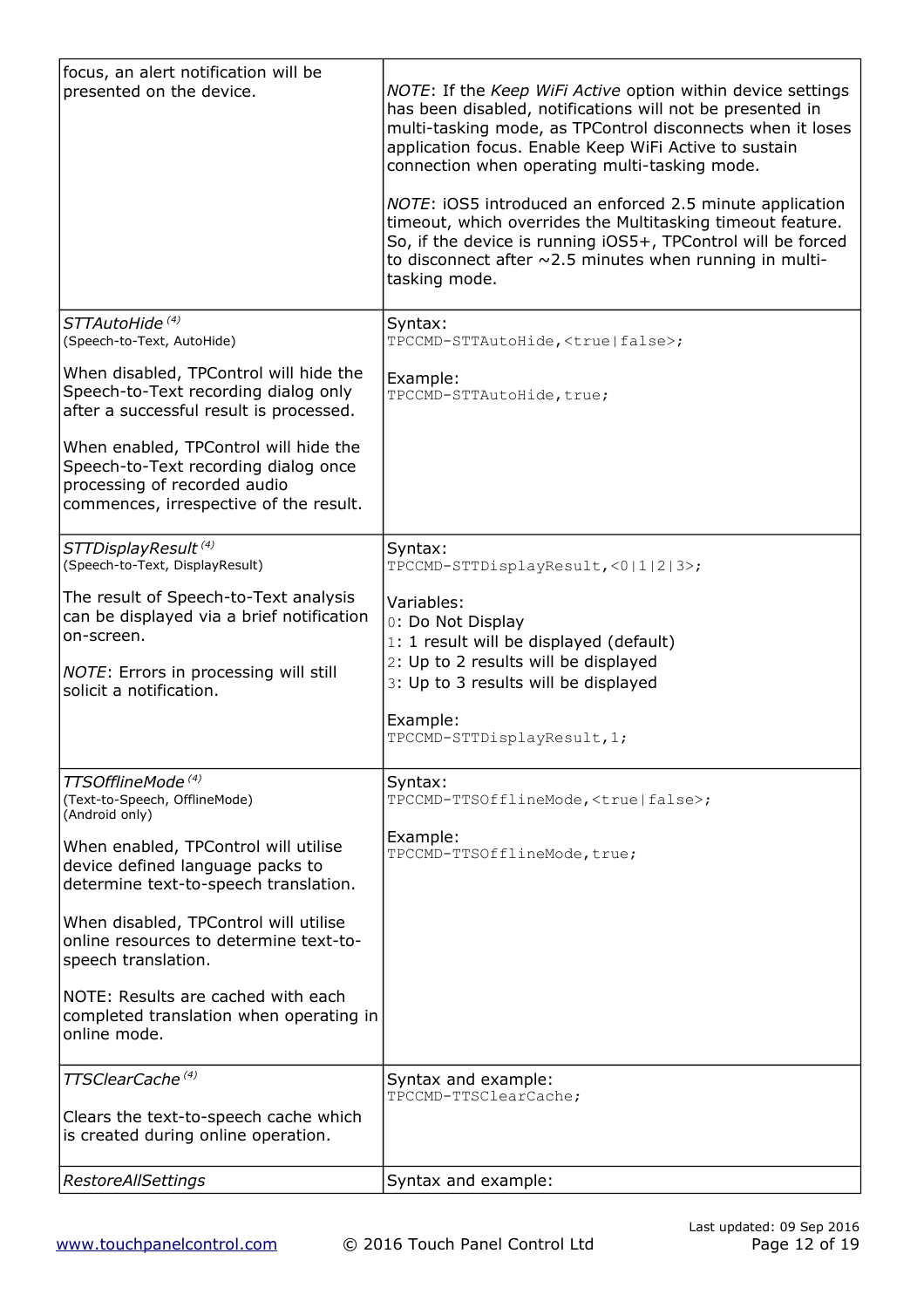| | |
|---|---|
| focus, an alert notification will be presented on the device. | *NOTE*: If the *Keep WiFi Active* option within device settings has been disabled, notifications will not be presented in multi-tasking mode, as TPControl disconnects when it loses application focus. Enable Keep WiFi Active to sustain connection when operating multi-tasking mode.<br><br>*NOTE*: iOS5 introduced an enforced 2.5 minute application timeout, which overrides the Multitasking timeout feature. So, if the device is running iOS5+, TPControl will be forced to disconnect after ~2.5 minutes when running in multi-tasking mode. |
| *STTAutoHide* (4)<br>(Speech-to-Text, AutoHide)<br><br>When disabled, TPControl will hide the Speech-to-Text recording dialog only after a successful result is processed.<br><br>When enabled, TPControl will hide the Speech-to-Text recording dialog once processing of recorded audio commences, irrespective of the result. | Syntax:<br>`TPCCMD-STTAutoHide,<true|false>;`<br><br>Example:<br>`TPCCMD-STTAutoHide,true;` |
| *STTDisplayResult* (4)<br>(Speech-to-Text, DisplayResult)<br><br>The result of Speech-to-Text analysis can be displayed via a brief notification on-screen.<br><br>*NOTE*: Errors in processing will still solicit a notification. | Syntax:<br>`TPCCMD-STTDisplayResult,<0|1|2|3>;`<br><br>Variables:<br>`0`: Do Not Display<br>`1`: 1 result will be displayed (default)<br>`2`: Up to 2 results will be displayed<br>`3`: Up to 3 results will be displayed<br><br>Example:<br>`TPCCMD-STTDisplayResult,1;` |
| *TTSOfflineMode* (4)<br>(Text-to-Speech, OfflineMode)<br>(Android only)<br><br>When enabled, TPControl will utilise device defined language packs to determine text-to-speech translation.<br><br>When disabled, TPControl will utilise online resources to determine text-to-speech translation.<br><br>NOTE: Results are cached with each completed translation when operating in online mode. | Syntax:<br>`TPCCMD-TTSOfflineMode,<true|false>;`<br><br>Example:<br>`TPCCMD-TTSOfflineMode,true;` |
| *TTSClearCache* (4)<br><br>Clears the text-to-speech cache which is created during online operation. | Syntax and example:<br>`TPCCMD-TTSClearCache;` |
| *RestoreAllSettings* | Syntax and example: |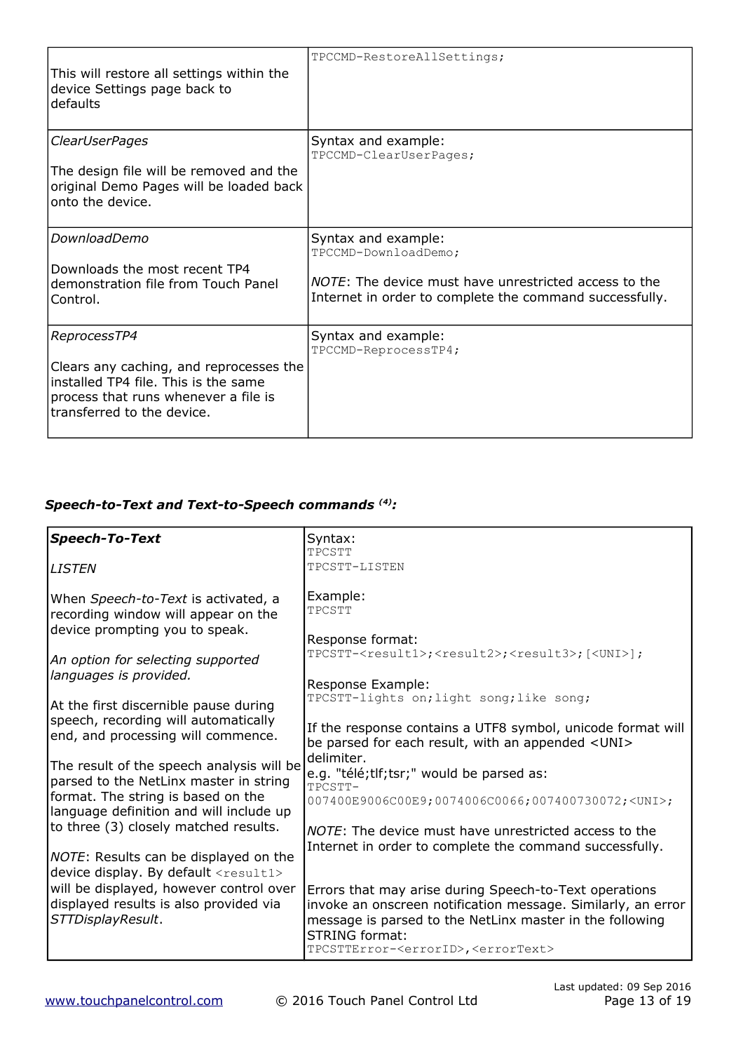| | |
|---|---|
| This will restore all settings within the device Settings page back to defaults | `TPCCMD-RestoreAllSettings;` |
| *ClearUserPages*<br><br>The design file will be removed and the original Demo Pages will be loaded back onto the device. | Syntax and example:<br>`TPCCMD-ClearUserPages;` |
| *DownloadDemo*<br><br>Downloads the most recent TP4 demonstration file from Touch Panel Control. | Syntax and example:<br>`TPCCMD-DownloadDemo;`<br><br>*NOTE*: The device must have unrestricted access to the Internet in order to complete the command successfully. |
| *ReprocessTP4*<br><br>Clears any caching, and reprocesses the installed TP4 file. This is the same process that runs whenever a file is transferred to the device. | Syntax and example:<br>`TPCCMD-ReprocessTP4;` |

### *Speech-to-Text and Text-to-Speech commands [4]:*

| | |
|---|---|
| ***Speech-To-Text***<br><br>*LISTEN*<br><br>When *Speech-to-Text* is activated, a recording window will appear on the device prompting you to speak.<br><br>*An option for selecting supported languages is provided.*<br><br>At the first discernible pause during speech, recording will automatically end, and processing will commence.<br><br>The result of the speech analysis will be parsed to the NetLinx master in string format. The string is based on the language definition and will include up to three (3) closely matched results.<br><br>*NOTE*: Results can be displayed on the device display. By default `<result1>` will be displayed, however control over displayed results is also provided via *STTDisplayResult*. | Syntax:<br>`TPCSTT`<br>`TPCSTT-LISTEN`<br><br>Example:<br>`TPCSTT`<br><br>Response format:<br>`TPCSTT-<result1>;<result2>;<result3>;[<UNI>];`<br><br>Response Example:<br>`TPCSTT-lights on;light song;like song;`<br><br>If the response contains a UTF8 symbol, unicode format will be parsed for each result, with an appended <UNI> delimiter.<br>e.g. "télé;tlf;tsr;" would be parsed as:<br>`TPCSTT-007400E9006C00E9;0074006C0066;007400730072;<UNI>;`<br><br>*NOTE*: The device must have unrestricted access to the Internet in order to complete the command successfully.<br><br>Errors that may arise during Speech-to-Text operations invoke an onscreen notification message. Similarly, an error message is parsed to the NetLinx master in the following STRING format:<br>`TPCSTTError-<errorID>,<errorText>` |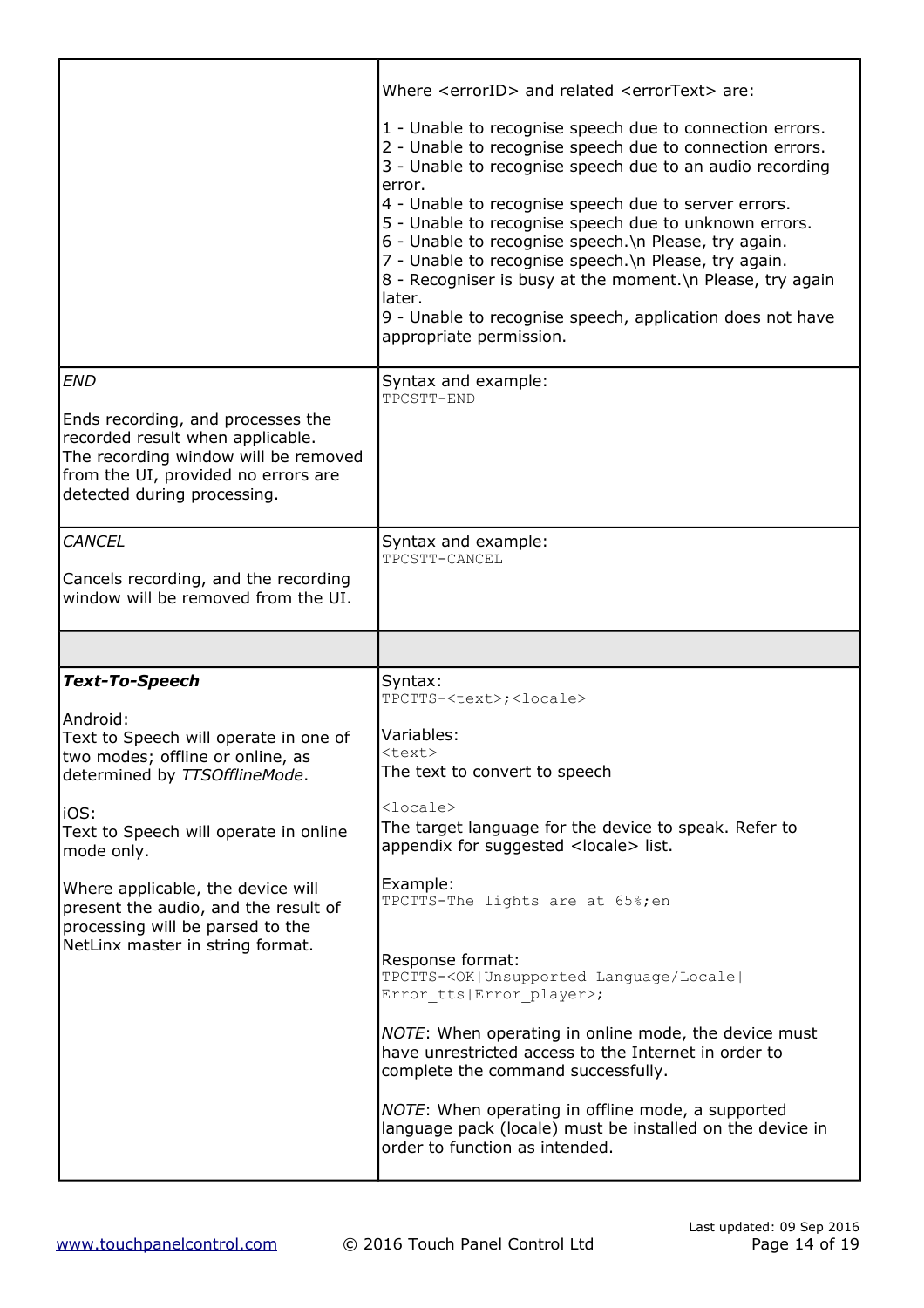| | |
|---|---|
| | Where <errorID> and related <errorText> are:<br><br>1 - Unable to recognise speech due to connection errors.<br>2 - Unable to recognise speech due to connection errors.<br>3 - Unable to recognise speech due to an audio recording error.<br>4 - Unable to recognise speech due to server errors.<br>5 - Unable to recognise speech due to unknown errors.<br>6 - Unable to recognise speech.\n Please, try again.<br>7 - Unable to recognise speech.\n Please, try again.<br>8 - Recogniser is busy at the moment.\n Please, try again later.<br>9 - Unable to recognise speech, application does not have appropriate permission. |
| *END*<br><br>Ends recording, and processes the recorded result when applicable.<br>The recording window will be removed from the UI, provided no errors are detected during processing. | Syntax and example:<br>`TPCSTT-END` |
| *CANCEL*<br><br>Cancels recording, and the recording window will be removed from the UI. | Syntax and example:<br>`TPCSTT-CANCEL` |
| | |
| ***Text-To-Speech***<br><br>Android:<br>Text to Speech will operate in one of two modes; offline or online, as determined by *TTSOfflineMode*.<br><br>iOS:<br>Text to Speech will operate in online mode only.<br><br>Where applicable, the device will present the audio, and the result of processing will be parsed to the NetLinx master in string format. | Syntax:<br>`TPCTTS-<text>;<locale>`<br><br>Variables:<br>`<text>`<br>The text to convert to speech<br><br>`<locale>`<br>The target language for the device to speak. Refer to appendix for suggested <locale> list.<br><br>Example:<br>`TPCTTS-The lights are at 65%;en`<br><br>Response format:<br>`TPCTTS-<OK\|Unsupported Language/Locale\|Error_tts\|Error_player>;`<br><br>*NOTE*: When operating in online mode, the device must have unrestricted access to the Internet in order to complete the command successfully.<br><br>*NOTE*: When operating in offline mode, a supported language pack (locale) must be installed on the device in order to function as intended. |

Last updated: 09 Sep 2016

www.touchpanelcontrol.com © 2016 Touch Panel Control Ltd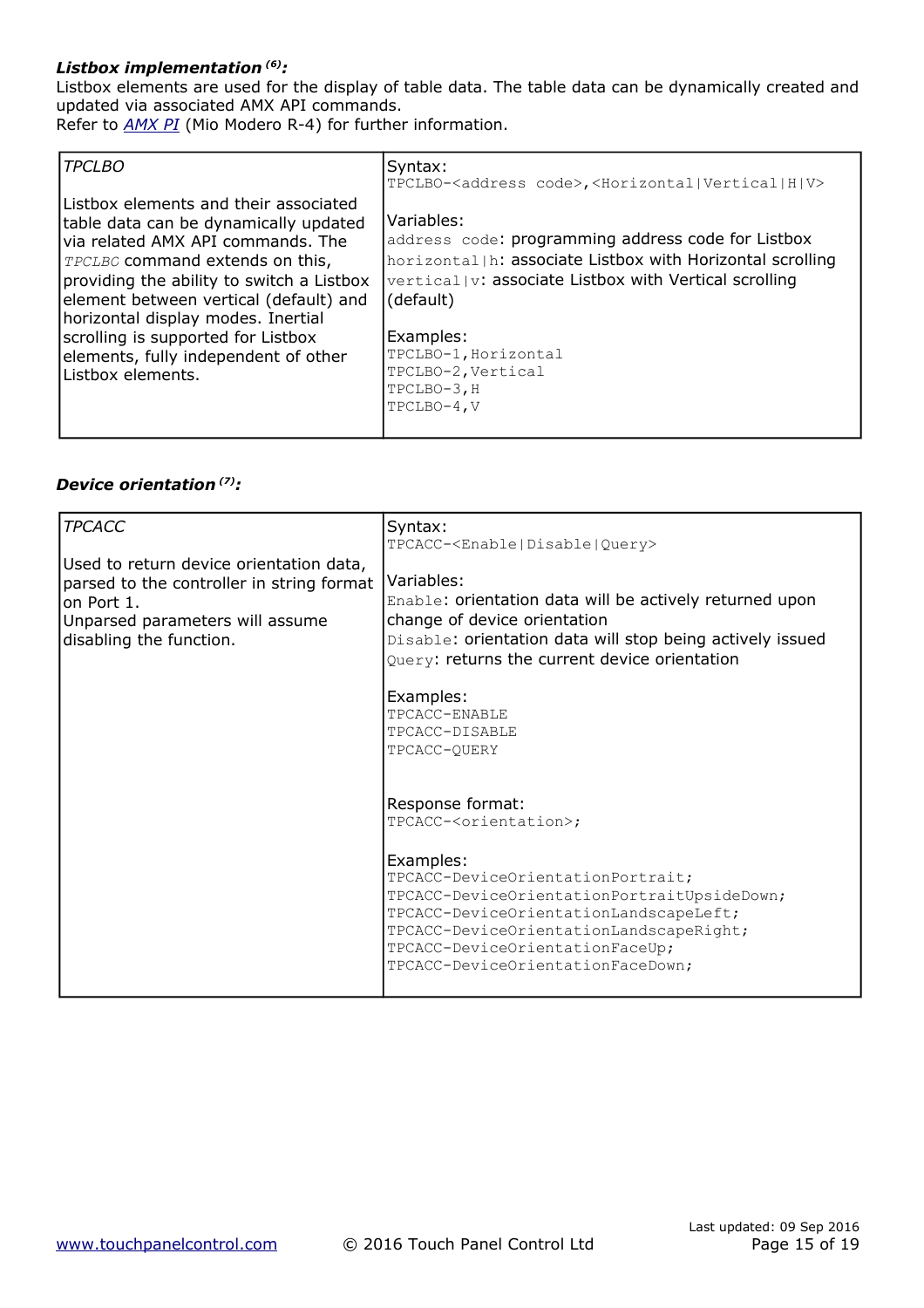***Listbox implementation*** **[6]:**

Listbox elements are used for the display of table data. The table data can be dynamically created and updated via associated AMX API commands.
Refer to *AMX PI* (Mio Modero R-4) for further information.

| | |
|---|---|
| *TPCLBO*<br><br>Listbox elements and their associated table data can be dynamically updated via related AMX API commands. The *TPCLBC* command extends on this, providing the ability to switch a Listbox element between vertical (default) and horizontal display modes. Inertial scrolling is supported for Listbox elements, fully independent of other Listbox elements. | Syntax:<br>`TPCLBO-<address code>,<Horizontal\|Vertical\|H\|V>`<br><br>Variables:<br>`address code`: programming address code for Listbox<br>`horizontal\|h`: associate Listbox with Horizontal scrolling<br>`vertical\|v`: associate Listbox with Vertical scrolling (default)<br><br>Examples:<br>`TPCLBO-1,Horizontal`<br>`TPCLBO-2,Vertical`<br>`TPCLBO-3,H`<br>`TPCLBO-4,V` |

***Device orientation*** **[7]:**

| | |
|---|---|
| *TPCACC*<br><br>Used to return device orientation data, parsed to the controller in string format on Port 1.<br>Unparsed parameters will assume disabling the function. | Syntax:<br>`TPCACC-<Enable\|Disable\|Query>`<br><br>Variables:<br>`Enable`: orientation data will be actively returned upon change of device orientation<br>`Disable`: orientation data will stop being actively issued<br>`Query`: returns the current device orientation<br><br>Examples:<br>`TPCACC-ENABLE`<br>`TPCACC-DISABLE`<br>`TPCACC-QUERY`<br><br>Response format:<br>`TPCACC-<orientation>;`<br><br>Examples:<br>`TPCACC-DeviceOrientationPortrait;`<br>`TPCACC-DeviceOrientationPortraitUpsideDown;`<br>`TPCACC-DeviceOrientationLandscapeLeft;`<br>`TPCACC-DeviceOrientationLandscapeRight;`<br>`TPCACC-DeviceOrientationFaceUp;`<br>`TPCACC-DeviceOrientationFaceDown;` |

www.touchpanelcontrol.com © 2016 Touch Panel Control Ltd Last updated: 09 Sep 2016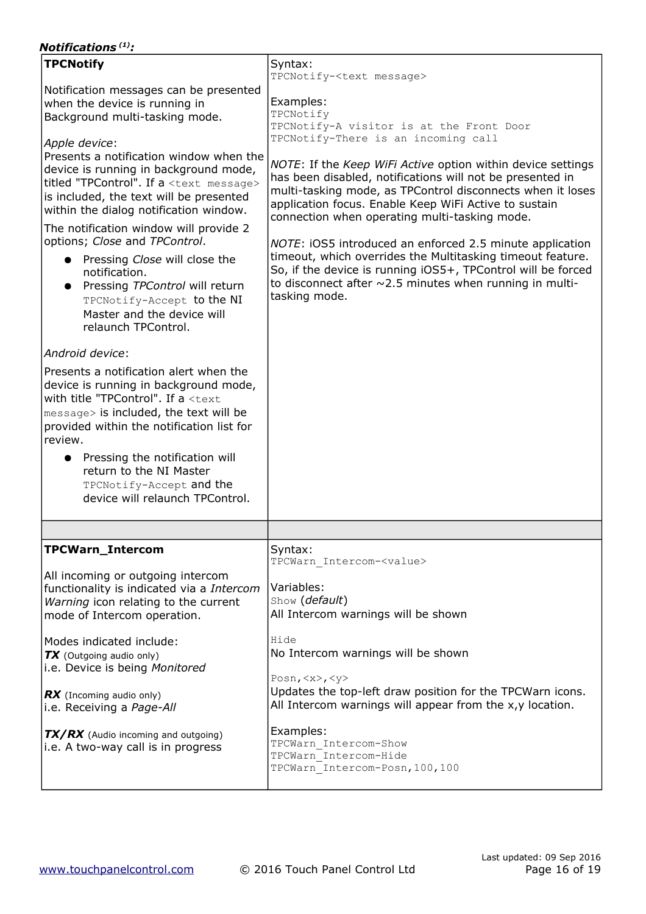***Notifications [1]:***

| | |
|---|---|
| **TPCNotify**<br><br>Notification messages can be presented when the device is running in Background multi-tasking mode.<br><br>*Apple device*:<br>Presents a notification window when the device is running in background mode, titled "TPControl". If a `<text message>` is included, the text will be presented within the dialog notification window.<br><br>The notification window will provide 2 options; *Close* and *TPControl*.<br>• Pressing *Close* will close the notification.<br>• Pressing *TPControl* will return `TPCNotify-Accept` to the NI Master and the device will relaunch TPControl.<br><br>*Android device*:<br><br>Presents a notification alert when the device is running in background mode, with title "TPControl". If a `<text message>` is included, the text will be provided within the notification list for review.<br>• Pressing the notification will return to the NI Master `TPCNotify-Accept` and the device will relaunch TPControl. | Syntax:<br>`TPCNotify-<text message>`<br><br>Examples:<br>`TPCNotify`<br>`TPCNotify-A visitor is at the Front Door`<br>`TPCNotify-There is an incoming call`<br><br>*NOTE*: If the *Keep WiFi Active* option within device settings has been disabled, notifications will not be presented in multi-tasking mode, as TPControl disconnects when it loses application focus. Enable Keep WiFi Active to sustain connection when operating multi-tasking mode.<br><br>*NOTE*: iOS5 introduced an enforced 2.5 minute application timeout, which overrides the Multitasking timeout feature. So, if the device is running iOS5+, TPControl will be forced to disconnect after ~2.5 minutes when running in multi-tasking mode. |
| | |
| **TPCWarn_Intercom**<br><br>All incoming or outgoing intercom functionality is indicated via a *Intercom Warning* icon relating to the current mode of Intercom operation.<br><br>Modes indicated include:<br>***TX*** (Outgoing audio only)<br>i.e. Device is being *Monitored*<br><br>***RX*** (Incoming audio only)<br>i.e. Receiving a *Page-All*<br><br>***TX/RX*** (Audio incoming and outgoing)<br>i.e. A two-way call is in progress | Syntax:<br>`TPCWarn_Intercom-<value>`<br><br>Variables:<br>`Show` (*default*)<br>All Intercom warnings will be shown<br><br>`Hide`<br>No Intercom warnings will be shown<br><br>`Posn,<x>,<y>`<br>Updates the top-left draw position for the TPCWarn icons. All Intercom warnings will appear from the x,y location.<br><br>Examples:<br>`TPCWarn_Intercom-Show`<br>`TPCWarn_Intercom-Hide`<br>`TPCWarn_Intercom-Posn,100,100` |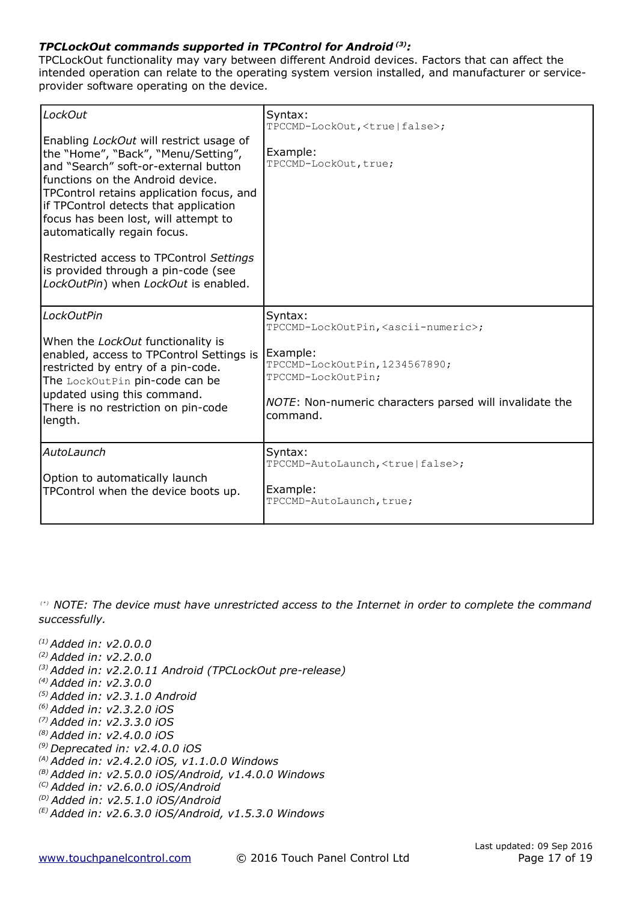***TPCLockOut commands supported in TPControl for Android [3]:***

TPCLockOut functionality may vary between different Android devices. Factors that can affect the intended operation can relate to the operating system version installed, and manufacturer or service-provider software operating on the device.

| Command | Syntax / Example |
|---|---|
| *LockOut*<br><br>Enabling *LockOut* will restrict usage of the "Home", "Back", "Menu/Setting", and "Search" soft-or-external button functions on the Android device. TPControl retains application focus, and if TPControl detects that application focus has been lost, will attempt to automatically regain focus.<br><br>Restricted access to TPControl *Settings* is provided through a pin-code (see *LockOutPin*) when *LockOut* is enabled. | Syntax:<br>`TPCCMD-LockOut,<true\|false>;`<br><br>Example:<br>`TPCCMD-LockOut,true;` |
| *LockOutPin*<br><br>When the *LockOut* functionality is enabled, access to TPControl Settings is restricted by entry of a pin-code. The `LockOutPin` pin-code can be updated using this command. There is no restriction on pin-code length. | Syntax:<br>`TPCCMD-LockOutPin,<ascii-numeric>;`<br><br>Example:<br>`TPCCMD-LockOutPin,1234567890;`<br>`TPCCMD-LockOutPin;`<br><br>*NOTE*: Non-numeric characters parsed will invalidate the command. |
| *AutoLaunch*<br><br>Option to automatically launch TPControl when the device boots up. | Syntax:<br>`TPCCMD-AutoLaunch,<true\|false>;`<br><br>Example:<br>`TPCCMD-AutoLaunch,true;` |

*[*] NOTE: The device must have unrestricted access to the Internet in order to complete the command successfully.*

*[1] Added in: v2.0.0.0*
*[2] Added in: v2.2.0.0*
*[3] Added in: v2.2.0.11 Android (TPCLockOut pre-release)*
*[4] Added in: v2.3.0.0*
*[5] Added in: v2.3.1.0 Android*
*[6] Added in: v2.3.2.0 iOS*
*[7] Added in: v2.3.3.0 iOS*
*[8] Added in: v2.4.0.0 iOS*
*[9] Deprecated in: v2.4.0.0 iOS*
*[A] Added in: v2.4.2.0 iOS, v1.1.0.0 Windows*
*[B] Added in: v2.5.0.0 iOS/Android, v1.4.0.0 Windows*
*[C] Added in: v2.6.0.0 iOS/Android*
*[D] Added in: v2.5.1.0 iOS/Android*
*[E] Added in: v2.6.3.0 iOS/Android, v1.5.3.0 Windows*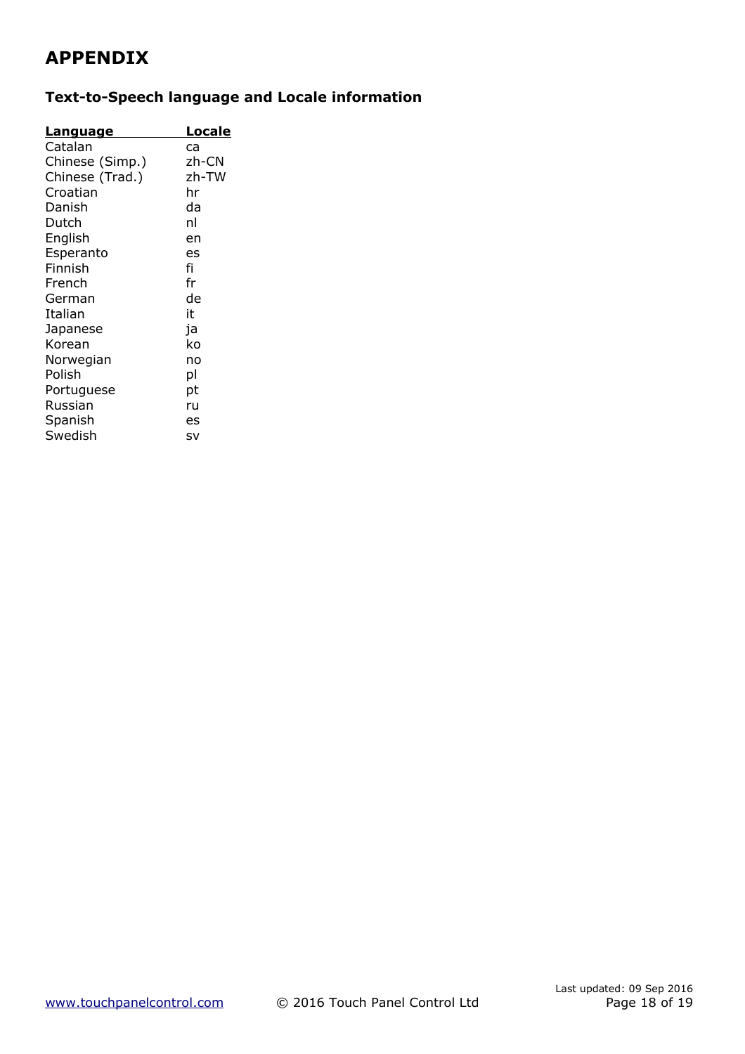# APPENDIX

## Text-to-Speech language and Locale information

| Language | Locale |
|---|---|
| Catalan | ca |
| Chinese (Simp.) | zh-CN |
| Chinese (Trad.) | zh-TW |
| Croatian | hr |
| Danish | da |
| Dutch | nl |
| English | en |
| Esperanto | es |
| Finnish | fi |
| French | fr |
| German | de |
| Italian | it |
| Japanese | ja |
| Korean | ko |
| Norwegian | no |
| Polish | pl |
| Portuguese | pt |
| Russian | ru |
| Spanish | es |
| Swedish | sv |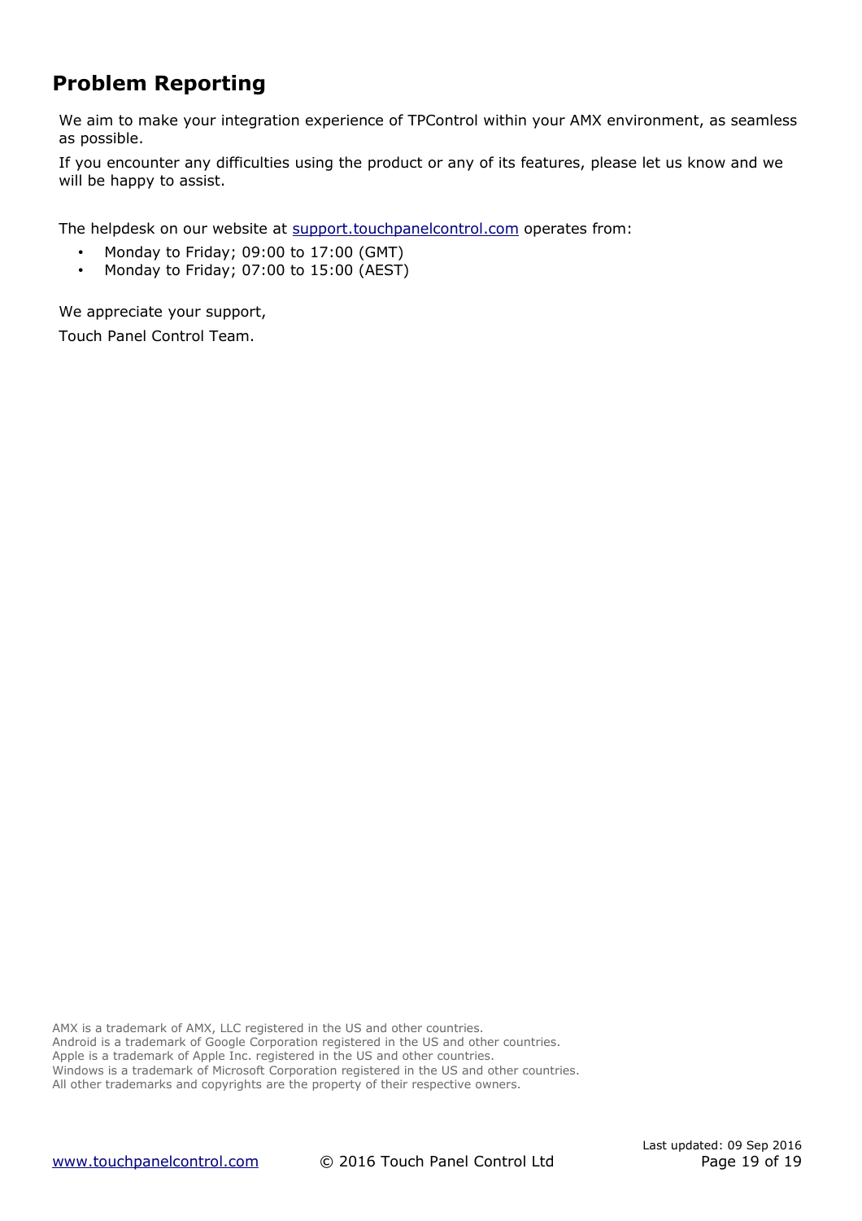## Problem Reporting

We aim to make your integration experience of TPControl within your AMX environment, as seamless as possible.

If you encounter any difficulties using the product or any of its features, please let us know and we will be happy to assist.

The helpdesk on our website at [support.touchpanelcontrol.com](support.touchpanelcontrol.com) operates from:

- Monday to Friday; 09:00 to 17:00 (GMT)
- Monday to Friday; 07:00 to 15:00 (AEST)

We appreciate your support,

Touch Panel Control Team.

AMX is a trademark of AMX, LLC registered in the US and other countries.
Android is a trademark of Google Corporation registered in the US and other countries.
Apple is a trademark of Apple Inc. registered in the US and other countries.
Windows is a trademark of Microsoft Corporation registered in the US and other countries.
All other trademarks and copyrights are the property of their respective owners.